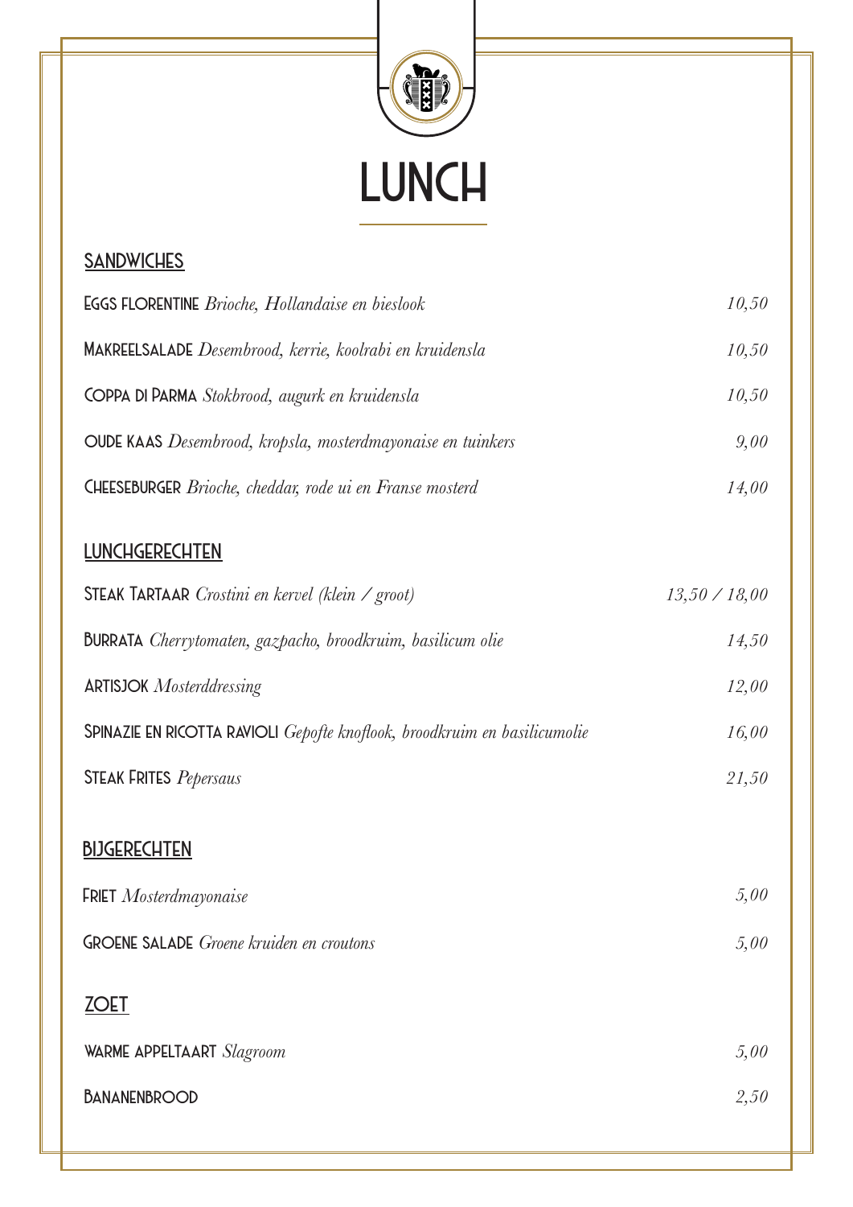# LUNCH

## SANDWICHES

| | |
|---|---|
| **EGGS FLORENTINE** *Brioche, Hollandaise en bieslook* | *10,50* |
| **MAKREELSALADE** *Desembrood, kerrie, koolrabi en kruidensla* | *10,50* |
| **COPPA DI PARMA** *Stokbrood, augurk en kruidensla* | *10,50* |
| **OUDE KAAS** *Desembrood, kropsla, mosterdmayonaise en tuinkers* | *9,00* |
| **CHEESEBURGER** *Brioche, cheddar, rode ui en Franse mosterd* | *14,00* |

## LUNCHGERECHTEN

| | |
|---|---|
| **STEAK TARTAAR** *Crostini en kervel (klein / groot)* | *13,50 / 18,00* |
| **BURRATA** *Cherrytomaten, gazpacho, broodkruim, basilicum olie* | *14,50* |
| **ARTISJOK** *Mosterddressing* | *12,00* |
| **SPINAZIE EN RICOTTA RAVIOLI** *Gepofte knoflook, broodkruim en basilicumolie* | *16,00* |
| **STEAK FRITES** *Pepersaus* | *21,50* |

## BIJGERECHTEN

| | |
|---|---|
| **FRIET** *Mosterdmayonaise* | *5,00* |
| **GROENE SALADE** *Groene kruiden en croutons* | *5,00* |

## ZOET

| | |
|---|---|
| **WARME APPELTAART** *Slagroom* | *5,00* |
| **BANANENBROOD** | *2,50* |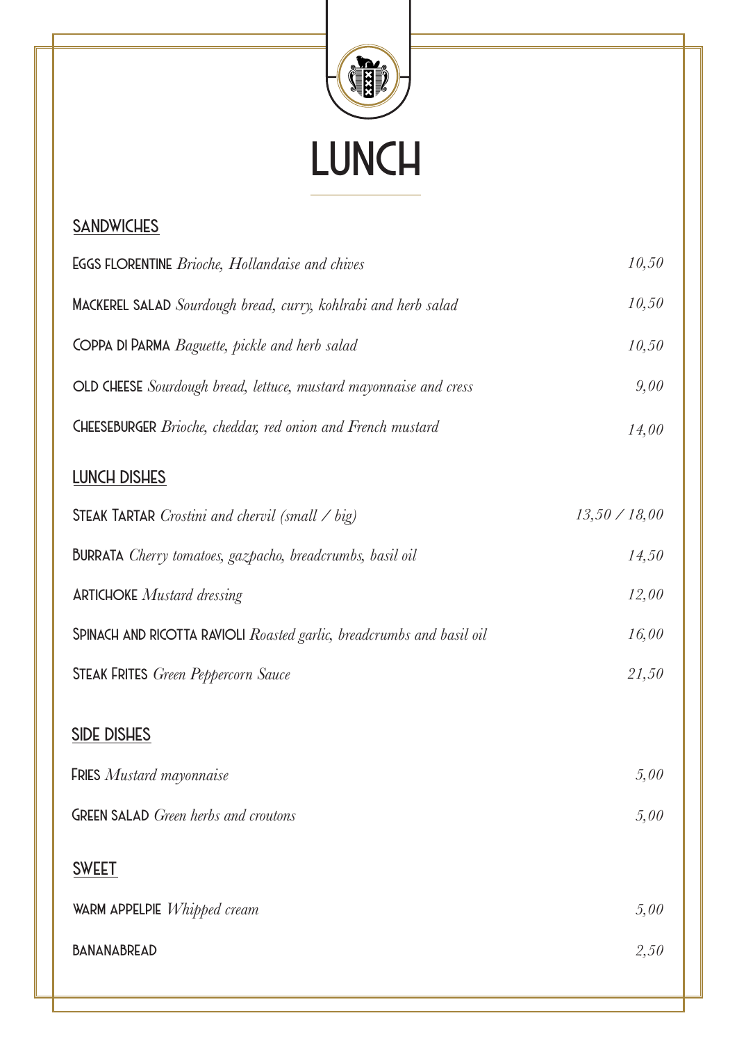# LUNCH

## SANDWICHES

| | | |
|---|---|---|
| **EGGS FLORENTINE** | *Brioche, Hollandaise and chives* | *10,50* |
| **MACKEREL SALAD** | *Sourdough bread, curry, kohlrabi and herb salad* | *10,50* |
| **COPPA DI PARMA** | *Baguette, pickle and herb salad* | *10,50* |
| **OLD CHEESE** | *Sourdough bread, lettuce, mustard mayonnaise and cress* | *9,00* |
| **CHEESEBURGER** | *Brioche, cheddar, red onion and French mustard* | *14,00* |

## LUNCH DISHES

| | | |
|---|---|---|
| **STEAK TARTAR** | *Crostini and chervil (small / big)* | *13,50 / 18,00* |
| **BURRATA** | *Cherry tomatoes, gazpacho, breadcrumbs, basil oil* | *14,50* |
| **ARTICHOKE** | *Mustard dressing* | *12,00* |
| **SPINACH AND RICOTTA RAVIOLI** | *Roasted garlic, breadcrumbs and basil oil* | *16,00* |
| **STEAK FRITES** | *Green Peppercorn Sauce* | *21,50* |

## SIDE DISHES

| | | |
|---|---|---|
| **FRIES** | *Mustard mayonnaise* | *5,00* |
| **GREEN SALAD** | *Green herbs and croutons* | *5,00* |

## SWEET

| | | |
|---|---|---|
| **WARM APPELPIE** | *Whipped cream* | *5,00* |
| **BANANABREAD** | | *2,50* |